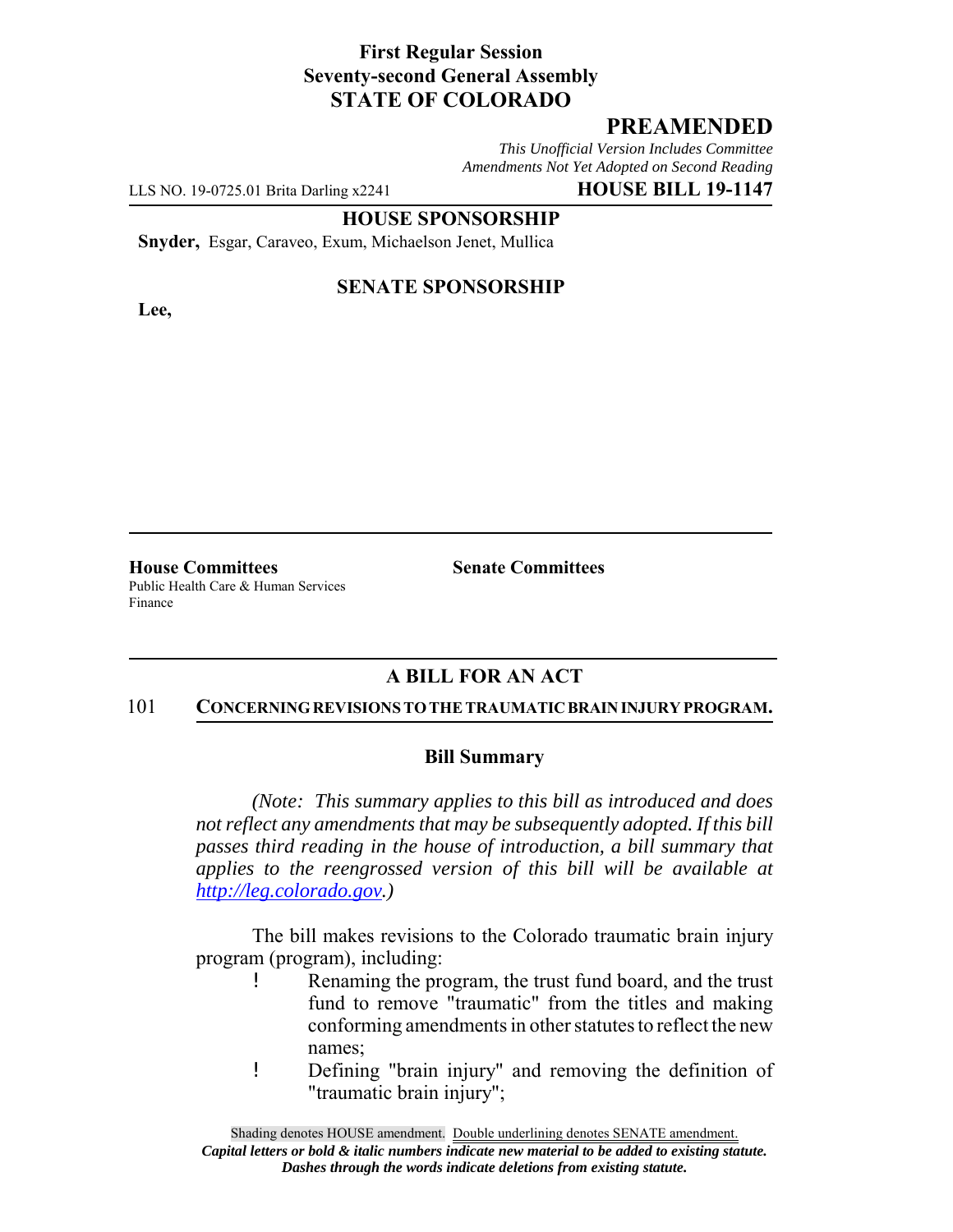**First Regular Session**
**Seventy-second General Assembly**
**STATE OF COLORADO**

## PREAMENDED

*This Unofficial Version Includes Committee Amendments Not Yet Adopted on Second Reading*

LLS NO. 19-0725.01 Brita Darling x2241 **HOUSE BILL 19-1147**

**HOUSE SPONSORSHIP**

**Snyder,** Esgar, Caraveo, Exum, Michaelson Jenet, Mullica

**SENATE SPONSORSHIP**

**Lee,**

**House Committees**
Public Health Care & Human Services
Finance

**Senate Committees**

## A BILL FOR AN ACT

101 **CONCERNING REVISIONS TO THE TRAUMATIC BRAIN INJURY PROGRAM.**

### Bill Summary

*(Note: This summary applies to this bill as introduced and does not reflect any amendments that may be subsequently adopted. If this bill passes third reading in the house of introduction, a bill summary that applies to the reengrossed version of this bill will be available at http://leg.colorado.gov.)*

The bill makes revisions to the Colorado traumatic brain injury program (program), including:

- Renaming the program, the trust fund board, and the trust fund to remove "traumatic" from the titles and making conforming amendments in other statutes to reflect the new names;
- Defining "brain injury" and removing the definition of "traumatic brain injury";

Shading denotes HOUSE amendment. Double underlining denotes SENATE amendment.
*Capital letters or bold & italic numbers indicate new material to be added to existing statute.*
*Dashes through the words indicate deletions from existing statute.*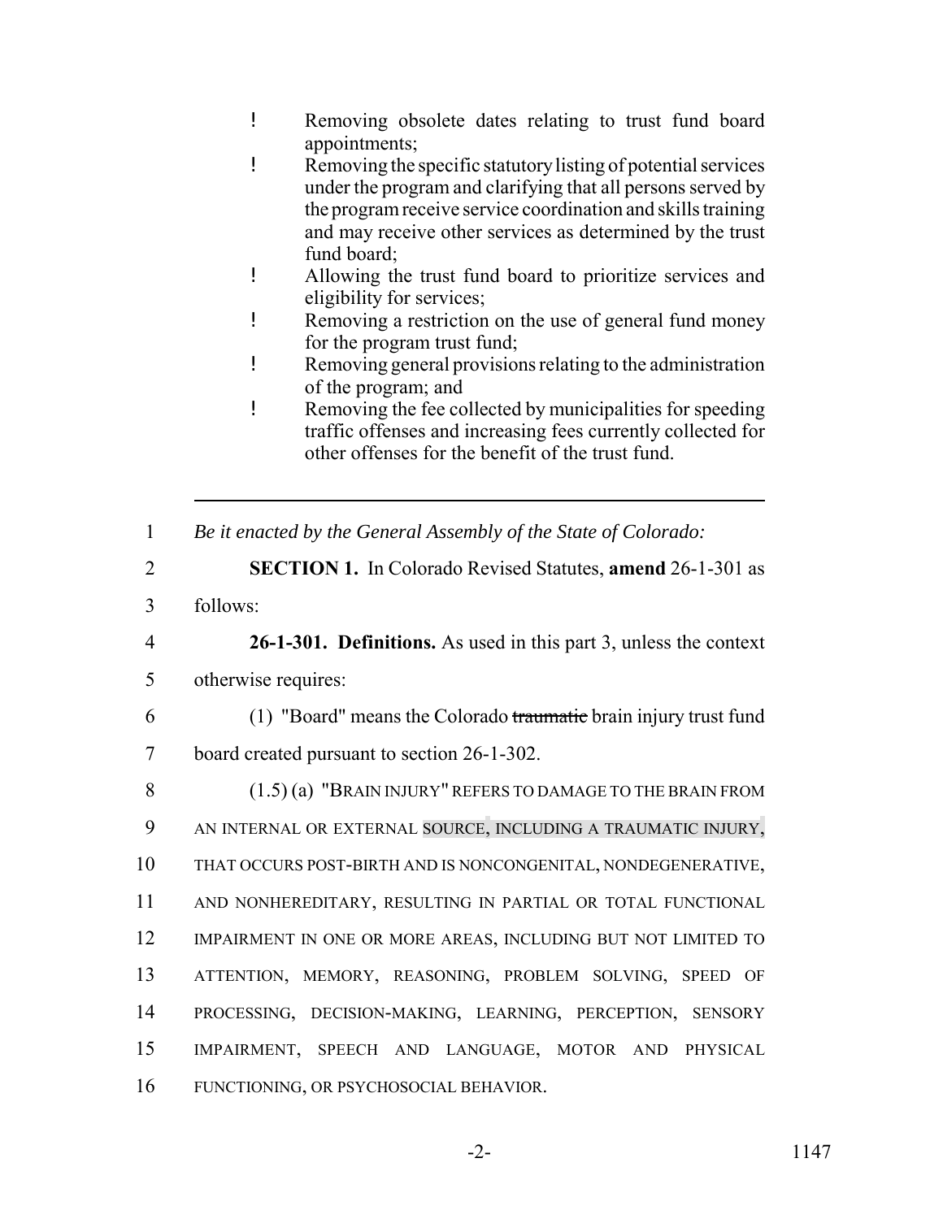- Removing obsolete dates relating to trust fund board appointments;
- Removing the specific statutory listing of potential services under the program and clarifying that all persons served by the program receive service coordination and skills training and may receive other services as determined by the trust fund board;
- Allowing the trust fund board to prioritize services and eligibility for services;
- Removing a restriction on the use of general fund money for the program trust fund;
- Removing general provisions relating to the administration of the program; and
- Removing the fee collected by municipalities for speeding traffic offenses and increasing fees currently collected for other offenses for the benefit of the trust fund.

---

1 *Be it enacted by the General Assembly of the State of Colorado:*

2 **SECTION 1.** In Colorado Revised Statutes, **amend** 26-1-301 as

3 follows:

4 **26-1-301. Definitions.** As used in this part 3, unless the context

5 otherwise requires:

6 (1) "Board" means the Colorado ~~traumatic~~ brain injury trust fund

7 board created pursuant to section 26-1-302.

8 (1.5) (a) "BRAIN INJURY" REFERS TO DAMAGE TO THE BRAIN FROM

9 AN INTERNAL OR EXTERNAL SOURCE, INCLUDING A TRAUMATIC INJURY,

10 THAT OCCURS POST-BIRTH AND IS NONCONGENITAL, NONDEGENERATIVE,

11 AND NONHEREDITARY, RESULTING IN PARTIAL OR TOTAL FUNCTIONAL

12 IMPAIRMENT IN ONE OR MORE AREAS, INCLUDING BUT NOT LIMITED TO

13 ATTENTION, MEMORY, REASONING, PROBLEM SOLVING, SPEED OF

14 PROCESSING, DECISION-MAKING, LEARNING, PERCEPTION, SENSORY

15 IMPAIRMENT, SPEECH AND LANGUAGE, MOTOR AND PHYSICAL

16 FUNCTIONING, OR PSYCHOSOCIAL BEHAVIOR.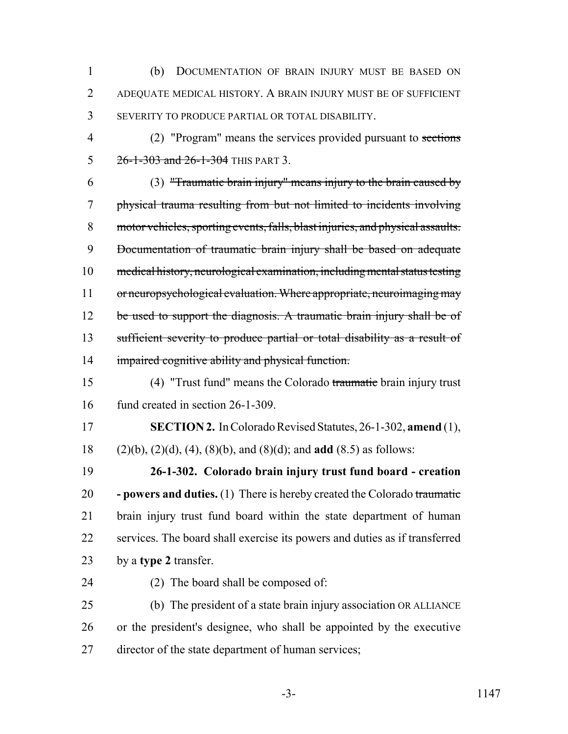(b) DOCUMENTATION OF BRAIN INJURY MUST BE BASED ON ADEQUATE MEDICAL HISTORY. A BRAIN INJURY MUST BE OF SUFFICIENT SEVERITY TO PRODUCE PARTIAL OR TOTAL DISABILITY.

(2) "Program" means the services provided pursuant to ~~sections 26-1-303 and 26-1-304~~ THIS PART 3.

(3) ~~"Traumatic brain injury" means injury to the brain caused by physical trauma resulting from but not limited to incidents involving motor vehicles, sporting events, falls, blast injuries, and physical assaults. Documentation of traumatic brain injury shall be based on adequate medical history, neurological examination, including mental status testing or neuropsychological evaluation. Where appropriate, neuroimaging may be used to support the diagnosis. A traumatic brain injury shall be of sufficient severity to produce partial or total disability as a result of impaired cognitive ability and physical function.~~

(4) "Trust fund" means the Colorado ~~traumatic~~ brain injury trust fund created in section 26-1-309.

**SECTION 2.** In Colorado Revised Statutes, 26-1-302, **amend** (1), (2)(b), (2)(d), (4), (8)(b), and (8)(d); and **add** (8.5) as follows:

**26-1-302. Colorado brain injury trust fund board - creation - powers and duties.** (1) There is hereby created the Colorado ~~traumatic~~ brain injury trust fund board within the state department of human services. The board shall exercise its powers and duties as if transferred by a **type 2** transfer.

(2) The board shall be composed of:

(b) The president of a state brain injury association OR ALLIANCE or the president's designee, who shall be appointed by the executive director of the state department of human services;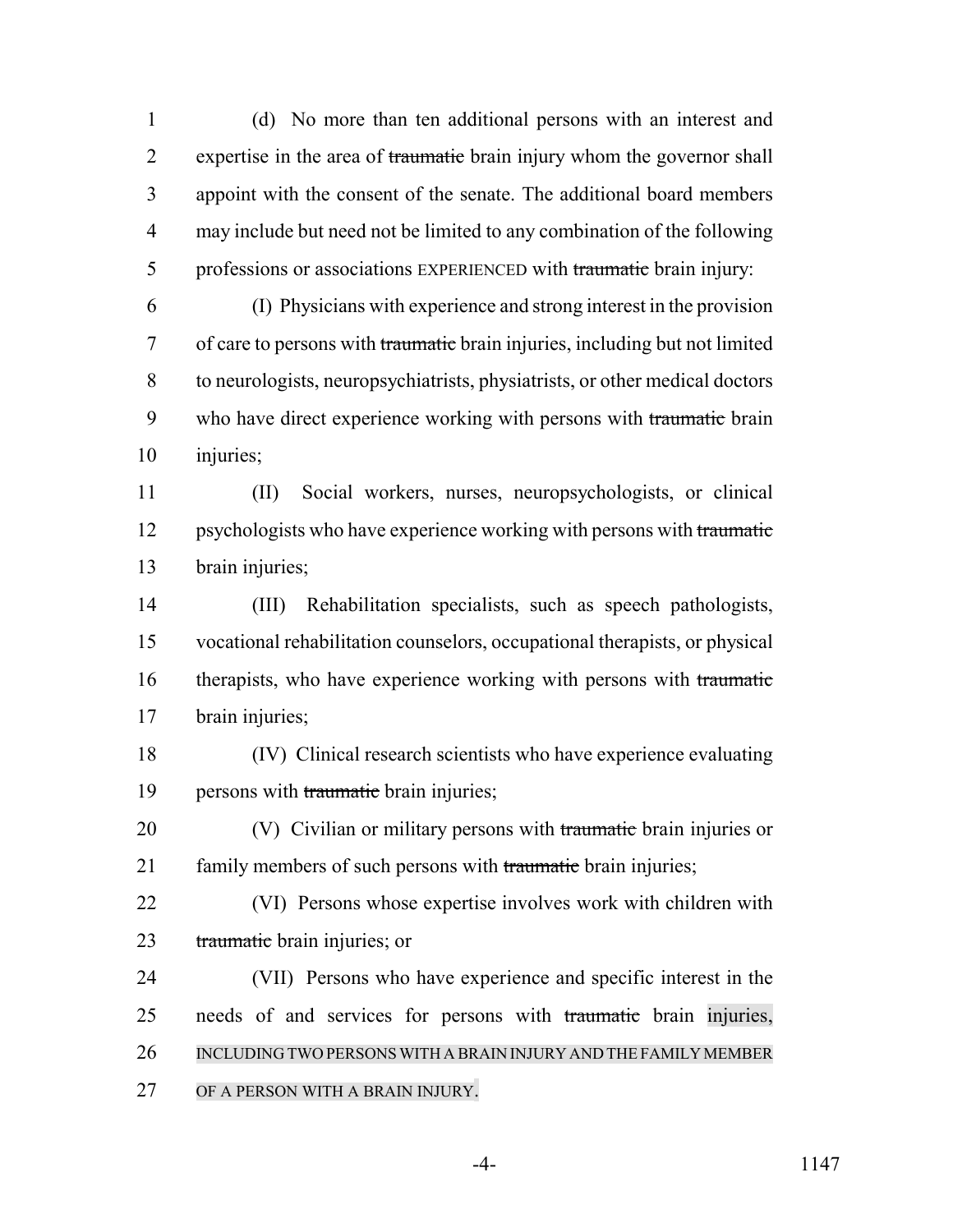(d) No more than ten additional persons with an interest and expertise in the area of ~~traumatic~~ brain injury whom the governor shall appoint with the consent of the senate. The additional board members may include but need not be limited to any combination of the following professions or associations EXPERIENCED with ~~traumatic~~ brain injury:

(I) Physicians with experience and strong interest in the provision of care to persons with ~~traumatic~~ brain injuries, including but not limited to neurologists, neuropsychiatrists, physiatrists, or other medical doctors who have direct experience working with persons with ~~traumatic~~ brain injuries;

(II) Social workers, nurses, neuropsychologists, or clinical psychologists who have experience working with persons with ~~traumatic~~ brain injuries;

(III) Rehabilitation specialists, such as speech pathologists, vocational rehabilitation counselors, occupational therapists, or physical therapists, who have experience working with persons with ~~traumatic~~ brain injuries;

(IV) Clinical research scientists who have experience evaluating persons with ~~traumatic~~ brain injuries;

(V) Civilian or military persons with ~~traumatic~~ brain injuries or family members of such persons with ~~traumatic~~ brain injuries;

(VI) Persons whose expertise involves work with children with ~~traumatic~~ brain injuries; or

(VII) Persons who have experience and specific interest in the needs of and services for persons with ~~traumatic~~ brain injuries, INCLUDING TWO PERSONS WITH A BRAIN INJURY AND THE FAMILY MEMBER OF A PERSON WITH A BRAIN INJURY.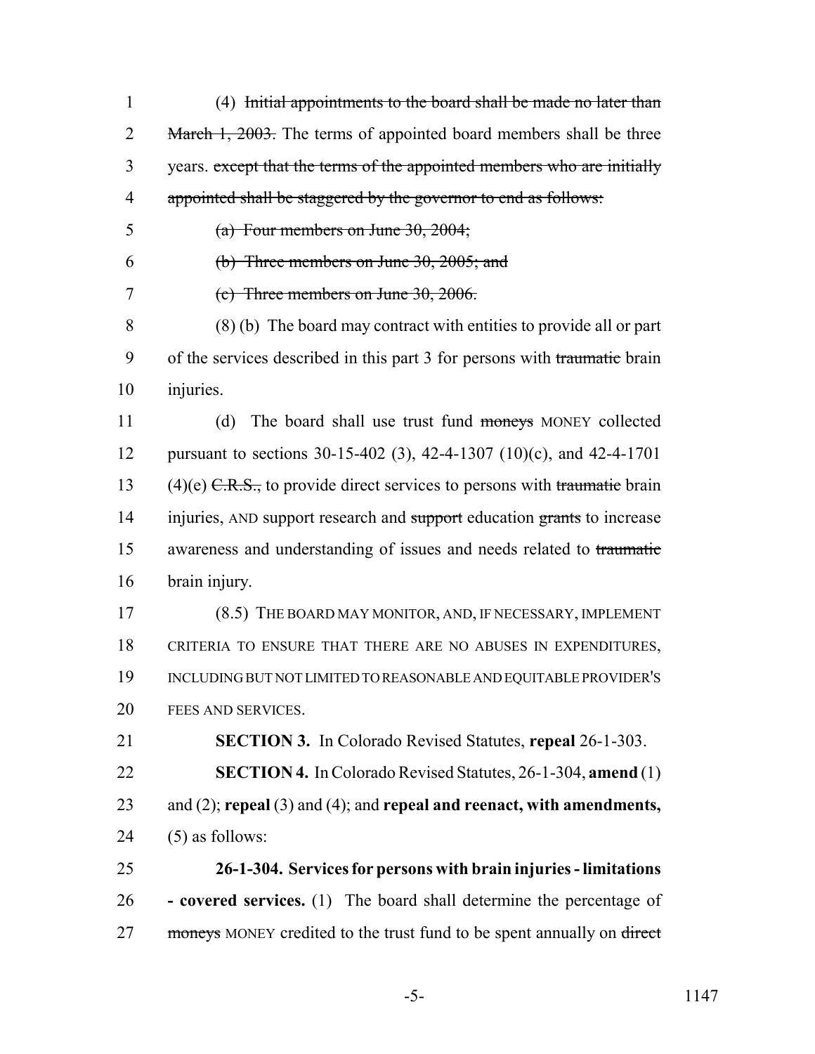(4) ~~Initial appointments to the board shall be made no later than March 1, 2003.~~ The terms of appointed board members shall be three years. ~~except that the terms of the appointed members who are initially appointed shall be staggered by the governor to end as follows:~~

~~(a) Four members on June 30, 2004;~~

~~(b) Three members on June 30, 2005; and~~

~~(c) Three members on June 30, 2006.~~

(8) (b) The board may contract with entities to provide all or part of the services described in this part 3 for persons with ~~traumatic~~ brain injuries.

(d) The board shall use trust fund ~~moneys~~ MONEY collected pursuant to sections 30-15-402 (3), 42-4-1307 (10)(c), and 42-4-1701 (4)(e) ~~C.R.S.,~~ to provide direct services to persons with ~~traumatic~~ brain injuries, AND support research and ~~support~~ education ~~grants~~ to increase awareness and understanding of issues and needs related to ~~traumatic~~ brain injury.

(8.5) THE BOARD MAY MONITOR, AND, IF NECESSARY, IMPLEMENT CRITERIA TO ENSURE THAT THERE ARE NO ABUSES IN EXPENDITURES, INCLUDING BUT NOT LIMITED TO REASONABLE AND EQUITABLE PROVIDER'S FEES AND SERVICES.

**SECTION 3.** In Colorado Revised Statutes, **repeal** 26-1-303.

**SECTION 4.** In Colorado Revised Statutes, 26-1-304, **amend** (1) and (2); **repeal** (3) and (4); and **repeal and reenact, with amendments,** (5) as follows:

**26-1-304. Services for persons with brain injuries - limitations - covered services.** (1) The board shall determine the percentage of ~~moneys~~ MONEY credited to the trust fund to be spent annually on ~~direct~~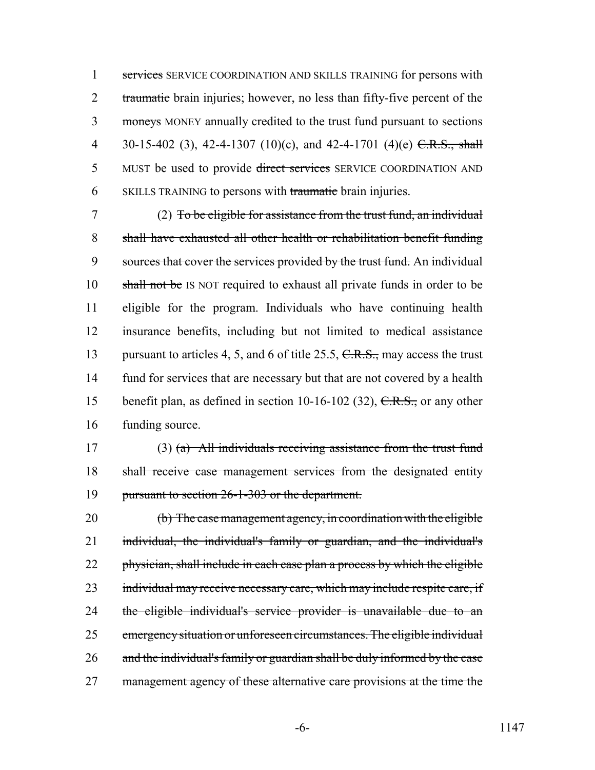services SERVICE COORDINATION AND SKILLS TRAINING for persons with traumatic brain injuries; however, no less than fifty-five percent of the moneys MONEY annually credited to the trust fund pursuant to sections 30-15-402 (3), 42-4-1307 (10)(c), and 42-4-1701 (4)(e) C.R.S., shall MUST be used to provide direct services SERVICE COORDINATION AND SKILLS TRAINING to persons with traumatic brain injuries.

(2) To be eligible for assistance from the trust fund, an individual shall have exhausted all other health or rehabilitation benefit funding sources that cover the services provided by the trust fund. An individual shall not be IS NOT required to exhaust all private funds in order to be eligible for the program. Individuals who have continuing health insurance benefits, including but not limited to medical assistance pursuant to articles 4, 5, and 6 of title 25.5, C.R.S., may access the trust fund for services that are necessary but that are not covered by a health benefit plan, as defined in section 10-16-102 (32), C.R.S., or any other funding source.

(3) (a) All individuals receiving assistance from the trust fund shall receive case management services from the designated entity pursuant to section 26-1-303 or the department.

(b) The case management agency, in coordination with the eligible individual, the individual's family or guardian, and the individual's physician, shall include in each case plan a process by which the eligible individual may receive necessary care, which may include respite care, if the eligible individual's service provider is unavailable due to an emergency situation or unforeseen circumstances. The eligible individual and the individual's family or guardian shall be duly informed by the case management agency of these alternative care provisions at the time the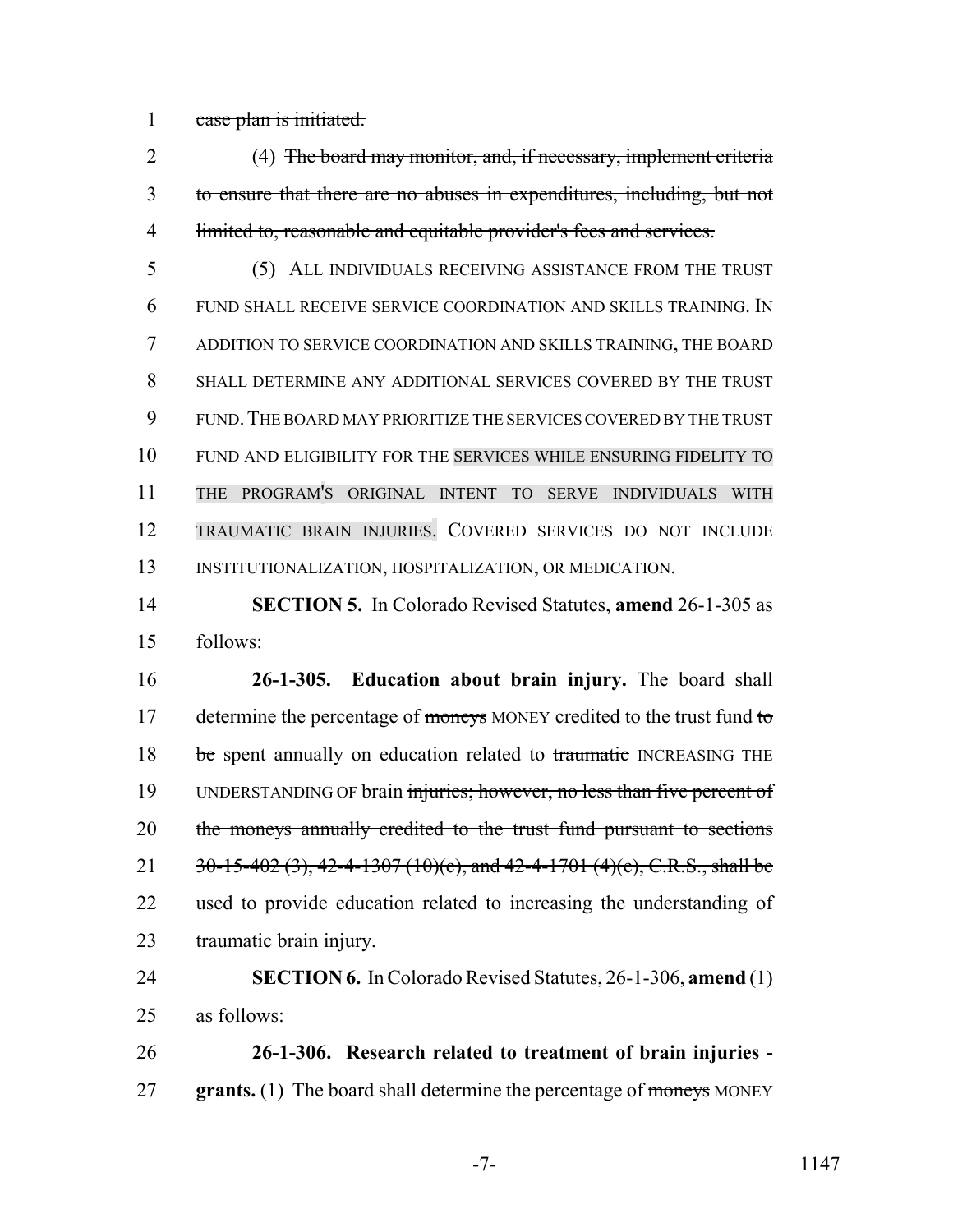case plan is initiated.

(4) ~~The board may monitor, and, if necessary, implement criteria to ensure that there are no abuses in expenditures, including, but not limited to, reasonable and equitable provider's fees and services.~~

(5) ALL INDIVIDUALS RECEIVING ASSISTANCE FROM THE TRUST FUND SHALL RECEIVE SERVICE COORDINATION AND SKILLS TRAINING. IN ADDITION TO SERVICE COORDINATION AND SKILLS TRAINING, THE BOARD SHALL DETERMINE ANY ADDITIONAL SERVICES COVERED BY THE TRUST FUND. THE BOARD MAY PRIORITIZE THE SERVICES COVERED BY THE TRUST FUND AND ELIGIBILITY FOR THE SERVICES WHILE ENSURING FIDELITY TO THE PROGRAM'S ORIGINAL INTENT TO SERVE INDIVIDUALS WITH TRAUMATIC BRAIN INJURIES. COVERED SERVICES DO NOT INCLUDE INSTITUTIONALIZATION, HOSPITALIZATION, OR MEDICATION.

**SECTION 5.** In Colorado Revised Statutes, **amend** 26-1-305 as follows:

**26-1-305. Education about brain injury.** The board shall determine the percentage of ~~moneys~~ MONEY credited to the trust fund ~~to be~~ spent annually on education related to ~~traumatic~~ INCREASING THE UNDERSTANDING OF brain ~~injuries; however, no less than five percent of the moneys annually credited to the trust fund pursuant to sections 30-15-402 (3), 42-4-1307 (10)(c), and 42-4-1701 (4)(c), C.R.S., shall be used to provide education related to increasing the understanding of traumatic brain~~ injury.

**SECTION 6.** In Colorado Revised Statutes, 26-1-306, **amend** (1) as follows:

**26-1-306. Research related to treatment of brain injuries - grants.** (1) The board shall determine the percentage of ~~moneys~~ MONEY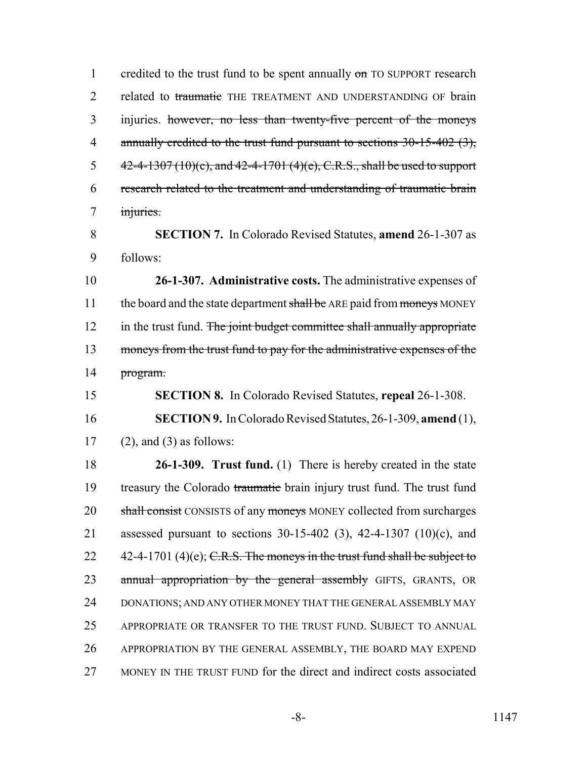credited to the trust fund to be spent annually ~~on~~ TO SUPPORT research related to ~~traumatic~~ THE TREATMENT AND UNDERSTANDING OF brain injuries. ~~however, no less than twenty-five percent of the moneys annually credited to the trust fund pursuant to sections 30-15-402 (3), 42-4-1307 (10)(c), and 42-4-1701 (4)(e), C.R.S., shall be used to support research related to the treatment and understanding of traumatic brain injuries.~~

**SECTION 7.** In Colorado Revised Statutes, **amend** 26-1-307 as follows:

**26-1-307. Administrative costs.** The administrative expenses of the board and the state department ~~shall be~~ ARE paid from ~~moneys~~ MONEY in the trust fund. ~~The joint budget committee shall annually appropriate moneys from the trust fund to pay for the administrative expenses of the program.~~

**SECTION 8.** In Colorado Revised Statutes, **repeal** 26-1-308.

**SECTION 9.** In Colorado Revised Statutes, 26-1-309, **amend** (1), (2), and (3) as follows:

**26-1-309. Trust fund.** (1) There is hereby created in the state treasury the Colorado ~~traumatic~~ brain injury trust fund. The trust fund ~~shall consist~~ CONSISTS of any ~~moneys~~ MONEY collected from surcharges assessed pursuant to sections 30-15-402 (3), 42-4-1307 (10)(c), and 42-4-1701 (4)(e); ~~C.R.S. The moneys in the trust fund shall be subject to annual appropriation by the general assembly~~ GIFTS, GRANTS, OR DONATIONS; AND ANY OTHER MONEY THAT THE GENERAL ASSEMBLY MAY APPROPRIATE OR TRANSFER TO THE TRUST FUND. SUBJECT TO ANNUAL APPROPRIATION BY THE GENERAL ASSEMBLY, THE BOARD MAY EXPEND MONEY IN THE TRUST FUND for the direct and indirect costs associated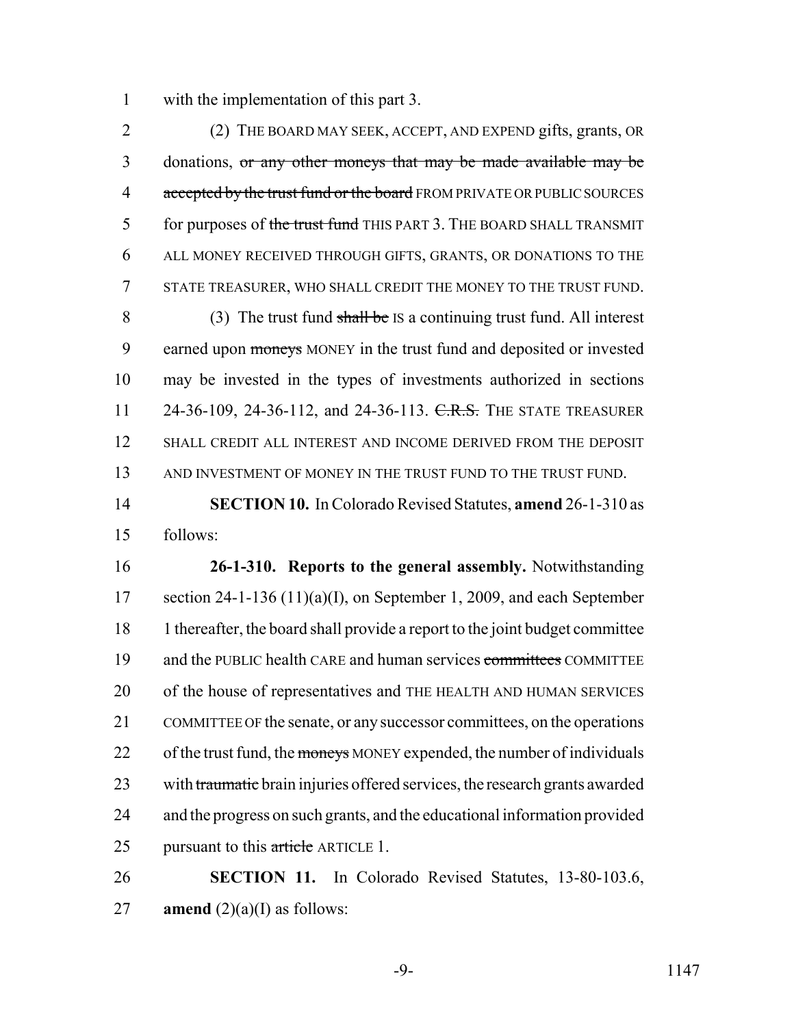with the implementation of this part 3.

(2) THE BOARD MAY SEEK, ACCEPT, AND EXPEND gifts, grants, OR donations, ~~or any other moneys that may be made available may be accepted by the trust fund or the board~~ FROM PRIVATE OR PUBLIC SOURCES for purposes of ~~the trust fund~~ THIS PART 3. THE BOARD SHALL TRANSMIT ALL MONEY RECEIVED THROUGH GIFTS, GRANTS, OR DONATIONS TO THE STATE TREASURER, WHO SHALL CREDIT THE MONEY TO THE TRUST FUND.

(3) The trust fund ~~shall be~~ IS a continuing trust fund. All interest earned upon ~~moneys~~ MONEY in the trust fund and deposited or invested may be invested in the types of investments authorized in sections 24-36-109, 24-36-112, and 24-36-113. ~~C.R.S.~~ THE STATE TREASURER SHALL CREDIT ALL INTEREST AND INCOME DERIVED FROM THE DEPOSIT AND INVESTMENT OF MONEY IN THE TRUST FUND TO THE TRUST FUND.

**SECTION 10.** In Colorado Revised Statutes, **amend** 26-1-310 as follows:

**26-1-310. Reports to the general assembly.** Notwithstanding section 24-1-136 (11)(a)(I), on September 1, 2009, and each September 1 thereafter, the board shall provide a report to the joint budget committee and the PUBLIC health CARE and human services ~~committees~~ COMMITTEE of the house of representatives and THE HEALTH AND HUMAN SERVICES COMMITTEE OF the senate, or any successor committees, on the operations of the trust fund, the ~~moneys~~ MONEY expended, the number of individuals with ~~traumatic~~ brain injuries offered services, the research grants awarded and the progress on such grants, and the educational information provided pursuant to this ~~article~~ ARTICLE 1.

**SECTION 11.** In Colorado Revised Statutes, 13-80-103.6, **amend** (2)(a)(I) as follows: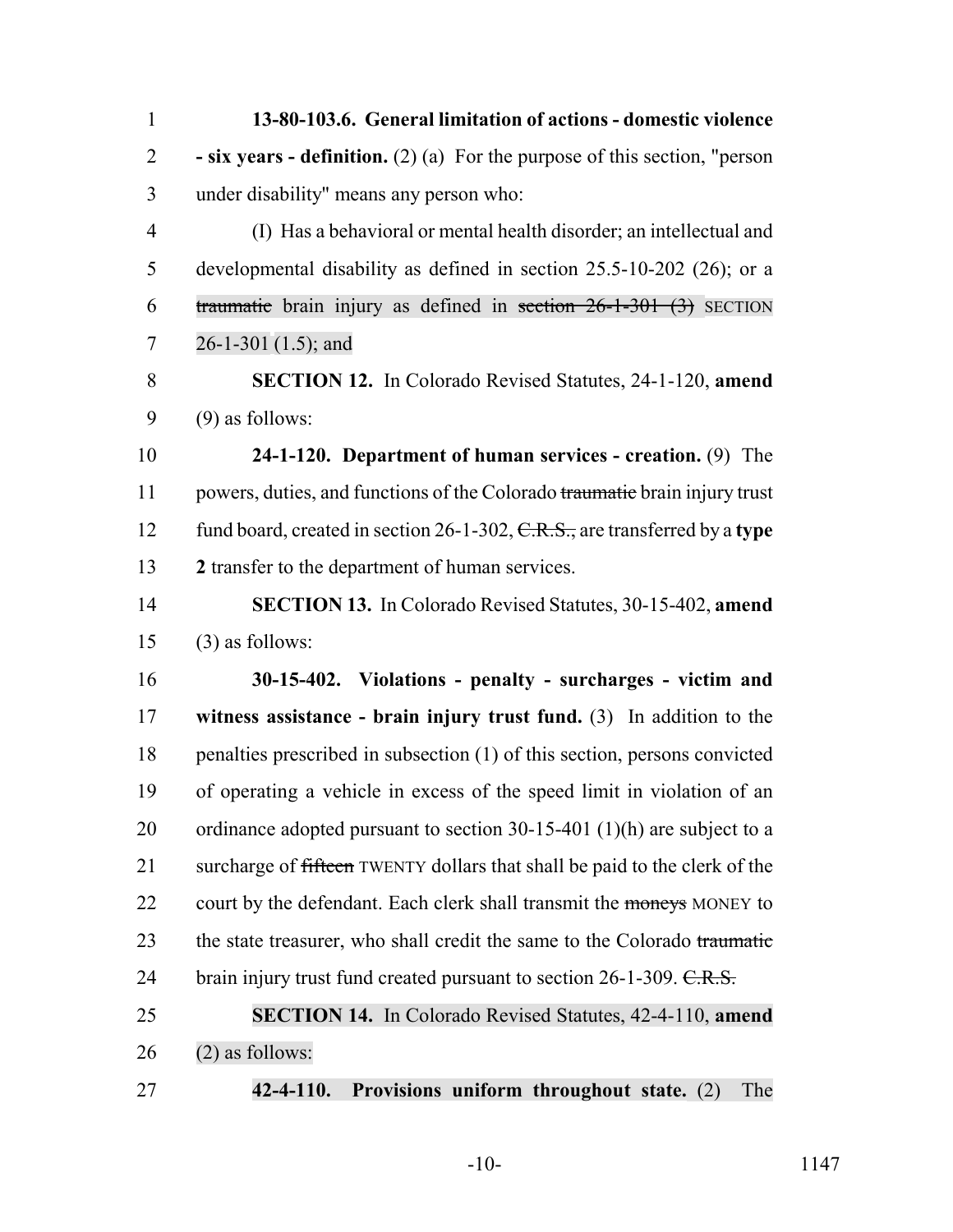**13-80-103.6. General limitation of actions - domestic violence - six years - definition.** (2) (a) For the purpose of this section, "person under disability" means any person who:

(I) Has a behavioral or mental health disorder; an intellectual and developmental disability as defined in section 25.5-10-202 (26); or a ~~traumatic~~ brain injury as defined in ~~section 26-1-301 (3)~~ SECTION 26-1-301 (1.5); and

**SECTION 12.** In Colorado Revised Statutes, 24-1-120, **amend** (9) as follows:

**24-1-120. Department of human services - creation.** (9) The powers, duties, and functions of the Colorado ~~traumatic~~ brain injury trust fund board, created in section 26-1-302, ~~C.R.S.,~~ are transferred by a **type 2** transfer to the department of human services.

**SECTION 13.** In Colorado Revised Statutes, 30-15-402, **amend** (3) as follows:

**30-15-402. Violations - penalty - surcharges - victim and witness assistance - brain injury trust fund.** (3) In addition to the penalties prescribed in subsection (1) of this section, persons convicted of operating a vehicle in excess of the speed limit in violation of an ordinance adopted pursuant to section 30-15-401 (1)(h) are subject to a surcharge of ~~fifteen~~ TWENTY dollars that shall be paid to the clerk of the court by the defendant. Each clerk shall transmit the ~~moneys~~ MONEY to the state treasurer, who shall credit the same to the Colorado ~~traumatic~~ brain injury trust fund created pursuant to section 26-1-309. ~~C.R.S.~~

**SECTION 14.** In Colorado Revised Statutes, 42-4-110, **amend** (2) as follows:

**42-4-110. Provisions uniform throughout state.** (2) The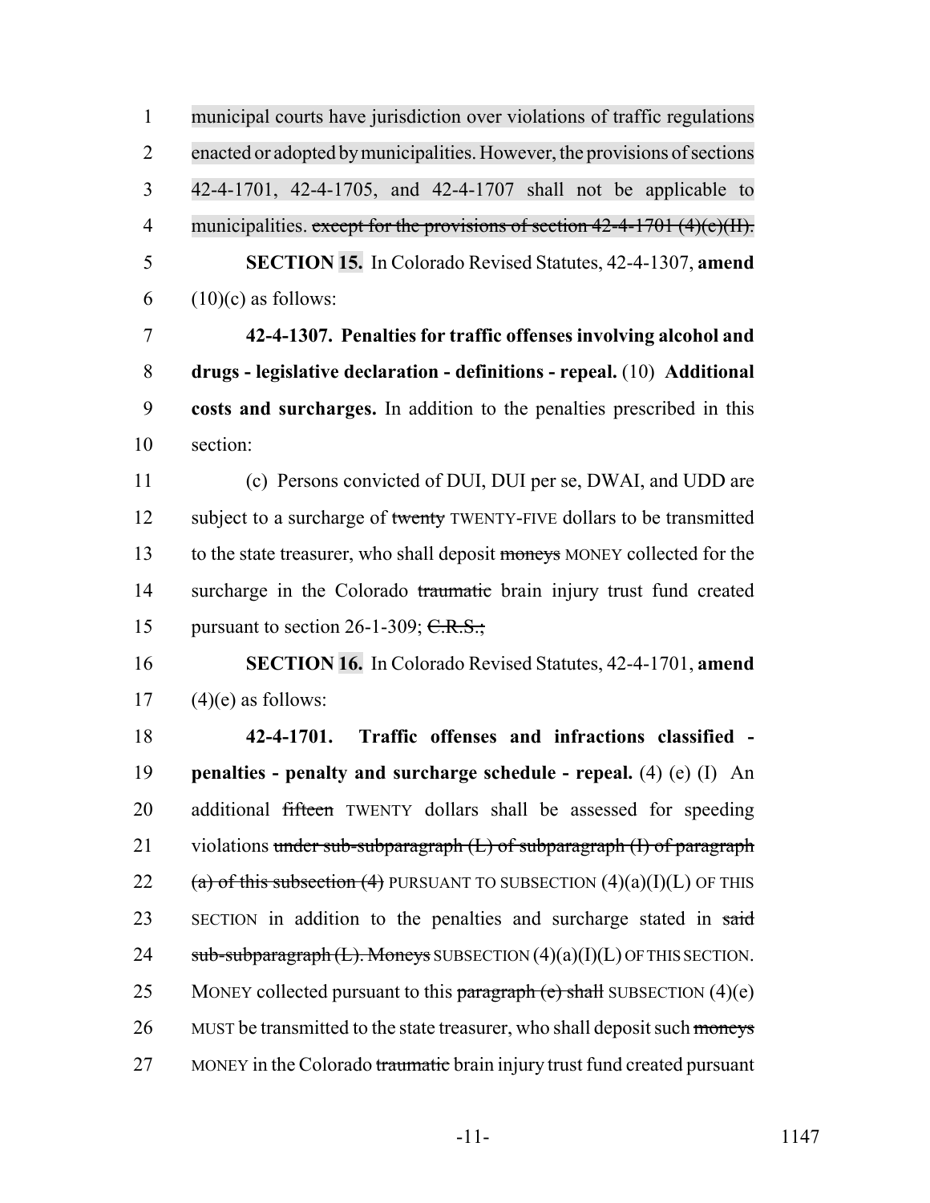municipal courts have jurisdiction over violations of traffic regulations enacted or adopted by municipalities. However, the provisions of sections 42-4-1701, 42-4-1705, and 42-4-1707 shall not be applicable to municipalities. ~~except for the provisions of section 42-4-1701 (4)(e)(II).~~

**SECTION 15.** In Colorado Revised Statutes, 42-4-1307, **amend** (10)(c) as follows:

**42-4-1307. Penalties for traffic offenses involving alcohol and drugs - legislative declaration - definitions - repeal.** (10) **Additional costs and surcharges.** In addition to the penalties prescribed in this section:

(c) Persons convicted of DUI, DUI per se, DWAI, and UDD are subject to a surcharge of ~~twenty~~ TWENTY-FIVE dollars to be transmitted to the state treasurer, who shall deposit ~~moneys~~ MONEY collected for the surcharge in the Colorado ~~traumatic~~ brain injury trust fund created pursuant to section 26-1-309; ~~C.R.S.;~~

**SECTION 16.** In Colorado Revised Statutes, 42-4-1701, **amend** (4)(e) as follows:

**42-4-1701. Traffic offenses and infractions classified - penalties - penalty and surcharge schedule - repeal.** (4) (e) (I) An additional ~~fifteen~~ TWENTY dollars shall be assessed for speeding violations ~~under sub-subparagraph (L) of subparagraph (I) of paragraph (a) of this subsection (4)~~ PURSUANT TO SUBSECTION (4)(a)(I)(L) OF THIS SECTION in addition to the penalties and surcharge stated in ~~said sub-subparagraph (L). Moneys~~ SUBSECTION (4)(a)(I)(L) OF THIS SECTION. MONEY collected pursuant to this ~~paragraph (e) shall~~ SUBSECTION (4)(e) MUST be transmitted to the state treasurer, who shall deposit such ~~moneys~~ MONEY in the Colorado ~~traumatic~~ brain injury trust fund created pursuant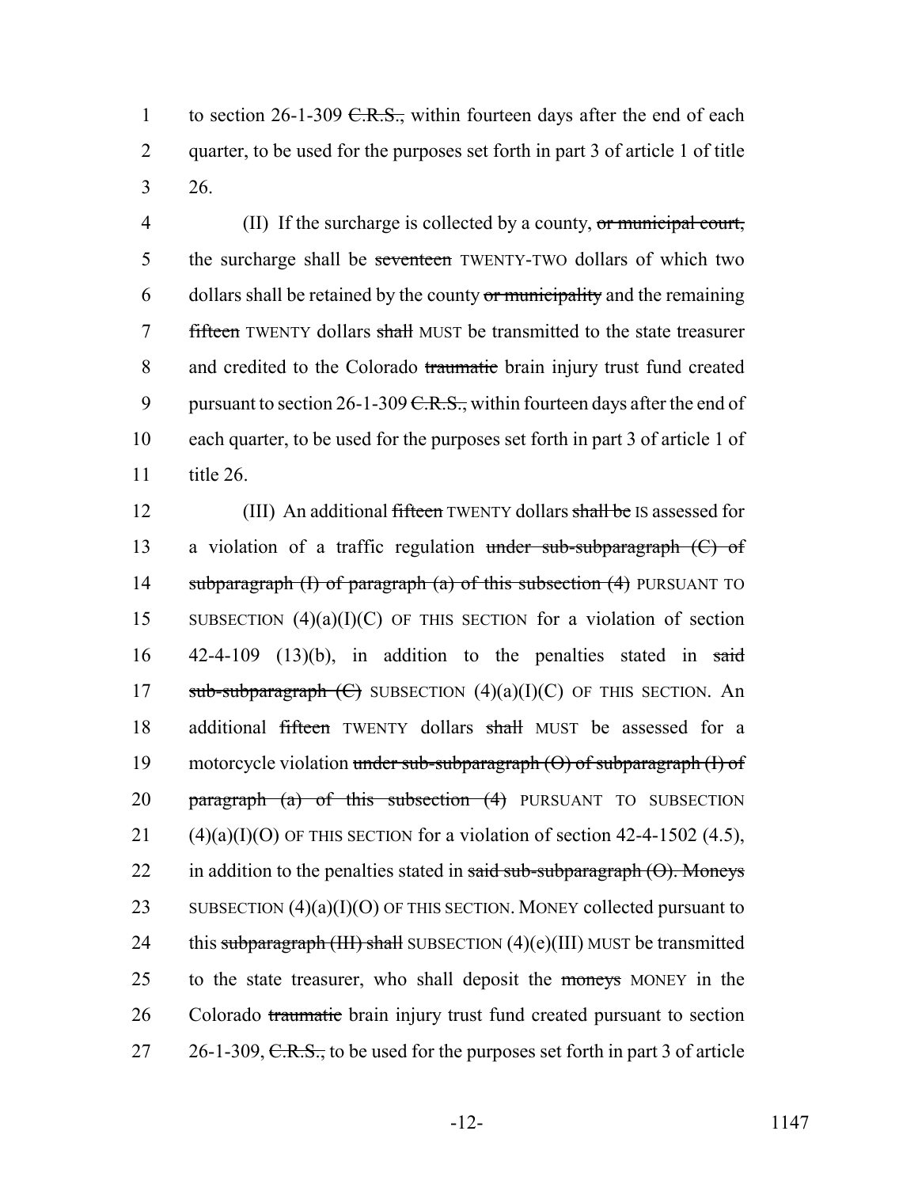to section 26-1-309 ~~C.R.S.,~~ within fourteen days after the end of each quarter, to be used for the purposes set forth in part 3 of article 1 of title 26.

(II) If the surcharge is collected by a county, ~~or municipal court,~~ the surcharge shall be ~~seventeen~~ TWENTY-TWO dollars of which two dollars shall be retained by the county ~~or municipality~~ and the remaining ~~fifteen~~ TWENTY dollars ~~shall~~ MUST be transmitted to the state treasurer and credited to the Colorado ~~traumatic~~ brain injury trust fund created pursuant to section 26-1-309 ~~C.R.S.,~~ within fourteen days after the end of each quarter, to be used for the purposes set forth in part 3 of article 1 of title 26.

(III) An additional ~~fifteen~~ TWENTY dollars ~~shall be~~ IS assessed for a violation of a traffic regulation ~~under sub-subparagraph (C) of subparagraph (I) of paragraph (a) of this subsection (4)~~ PURSUANT TO SUBSECTION (4)(a)(I)(C) OF THIS SECTION for a violation of section 42-4-109 (13)(b), in addition to the penalties stated in ~~said sub-subparagraph (C)~~ SUBSECTION (4)(a)(I)(C) OF THIS SECTION. An additional ~~fifteen~~ TWENTY dollars ~~shall~~ MUST be assessed for a motorcycle violation ~~under sub-subparagraph (O) of subparagraph (I) of paragraph (a) of this subsection (4)~~ PURSUANT TO SUBSECTION (4)(a)(I)(O) OF THIS SECTION for a violation of section 42-4-1502 (4.5), in addition to the penalties stated in ~~said sub-subparagraph (O). Moneys~~ SUBSECTION (4)(a)(I)(O) OF THIS SECTION. MONEY collected pursuant to this ~~subparagraph (III) shall~~ SUBSECTION (4)(e)(III) MUST be transmitted to the state treasurer, who shall deposit the ~~moneys~~ MONEY in the Colorado ~~traumatic~~ brain injury trust fund created pursuant to section 26-1-309, ~~C.R.S.,~~ to be used for the purposes set forth in part 3 of article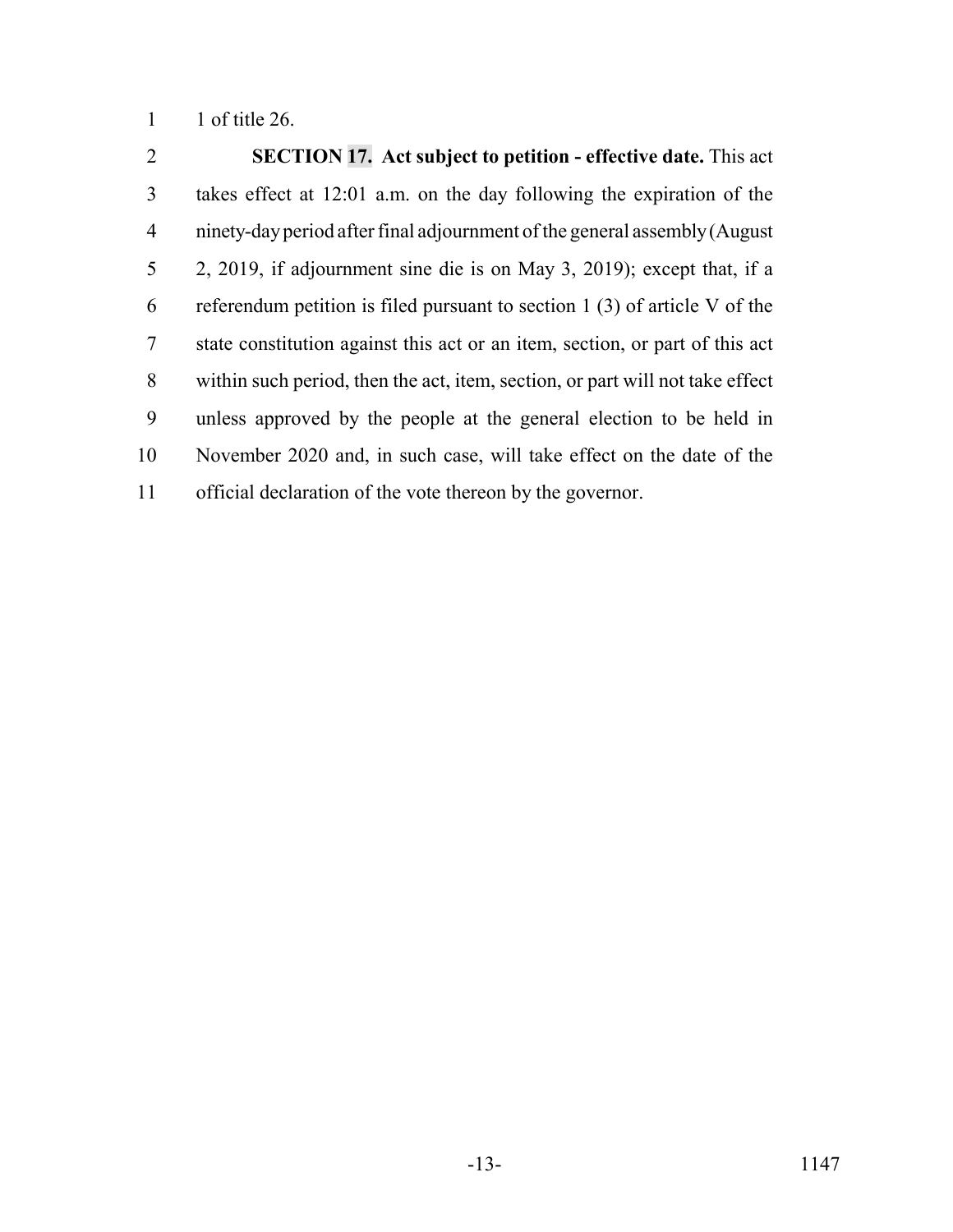1 of title 26.

**SECTION 17. Act subject to petition - effective date.** This act takes effect at 12:01 a.m. on the day following the expiration of the ninety-day period after final adjournment of the general assembly (August 2, 2019, if adjournment sine die is on May 3, 2019); except that, if a referendum petition is filed pursuant to section 1 (3) of article V of the state constitution against this act or an item, section, or part of this act within such period, then the act, item, section, or part will not take effect unless approved by the people at the general election to be held in November 2020 and, in such case, will take effect on the date of the official declaration of the vote thereon by the governor.